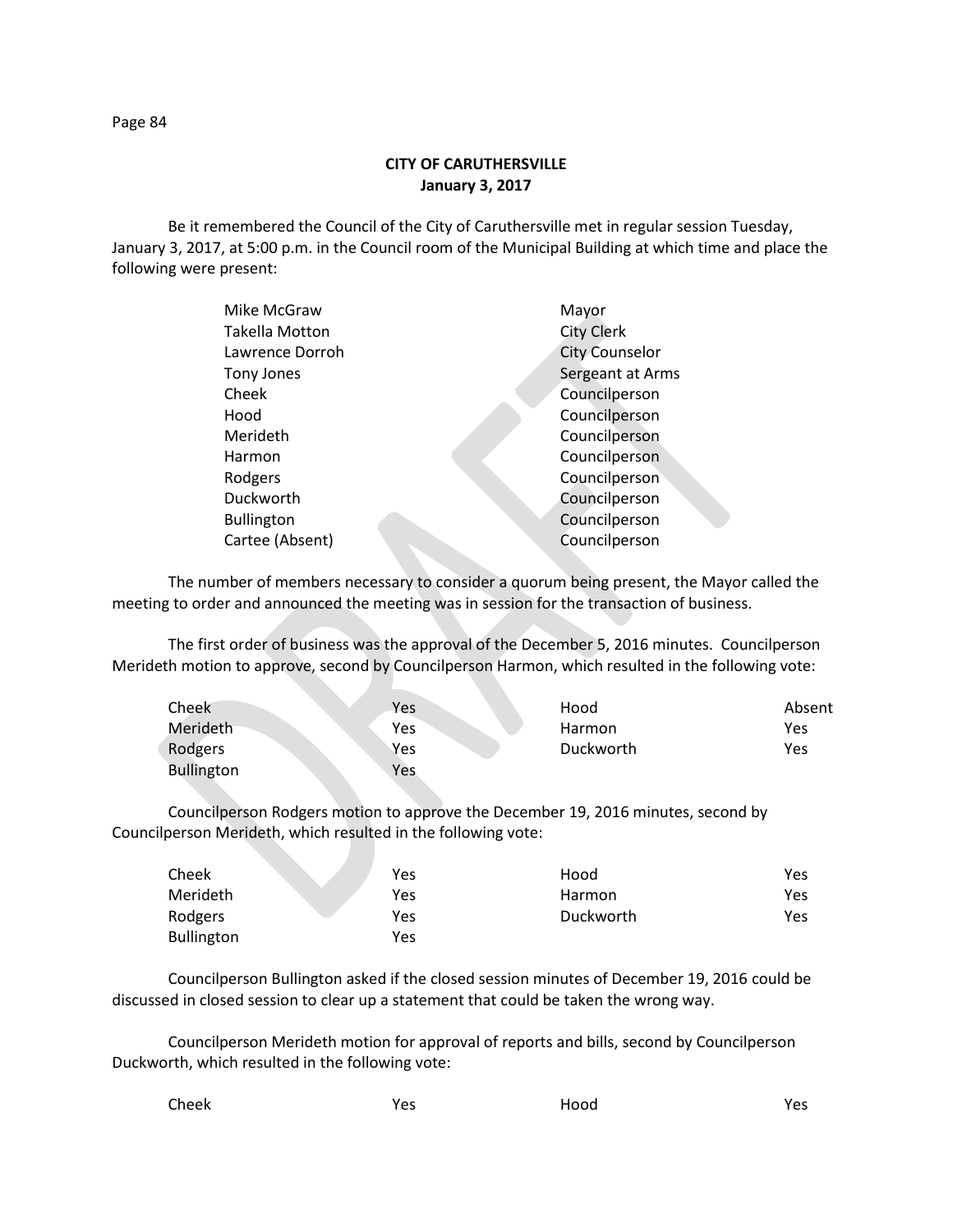**CITY OF CARUTHERSVILLE**
**January 3, 2017**

Be it remembered the Council of the City of Caruthersville met in regular session Tuesday, January 3, 2017, at 5:00 p.m. in the Council room of the Municipal Building at which time and place the following were present:

| | |
|---|---|
| Mike McGraw | Mayor |
| Takella Motton | City Clerk |
| Lawrence Dorroh | City Counselor |
| Tony Jones | Sergeant at Arms |
| Cheek | Councilperson |
| Hood | Councilperson |
| Merideth | Councilperson |
| Harmon | Councilperson |
| Rodgers | Councilperson |
| Duckworth | Councilperson |
| Bullington | Councilperson |
| Cartee (Absent) | Councilperson |

The number of members necessary to consider a quorum being present, the Mayor called the meeting to order and announced the meeting was in session for the transaction of business.

The first order of business was the approval of the December 5, 2016 minutes. Councilperson Merideth motion to approve, second by Councilperson Harmon, which resulted in the following vote:

| | | | |
|---|---|---|---|
| Cheek | Yes | Hood | Absent |
| Merideth | Yes | Harmon | Yes |
| Rodgers | Yes | Duckworth | Yes |
| Bullington | Yes | | |

Councilperson Rodgers motion to approve the December 19, 2016 minutes, second by Councilperson Merideth, which resulted in the following vote:

| | | | |
|---|---|---|---|
| Cheek | Yes | Hood | Yes |
| Merideth | Yes | Harmon | Yes |
| Rodgers | Yes | Duckworth | Yes |
| Bullington | Yes | | |

Councilperson Bullington asked if the closed session minutes of December 19, 2016 could be discussed in closed session to clear up a statement that could be taken the wrong way.

Councilperson Merideth motion for approval of reports and bills, second by Councilperson Duckworth, which resulted in the following vote:

| | | | |
|---|---|---|---|
| Cheek | Yes | Hood | Yes |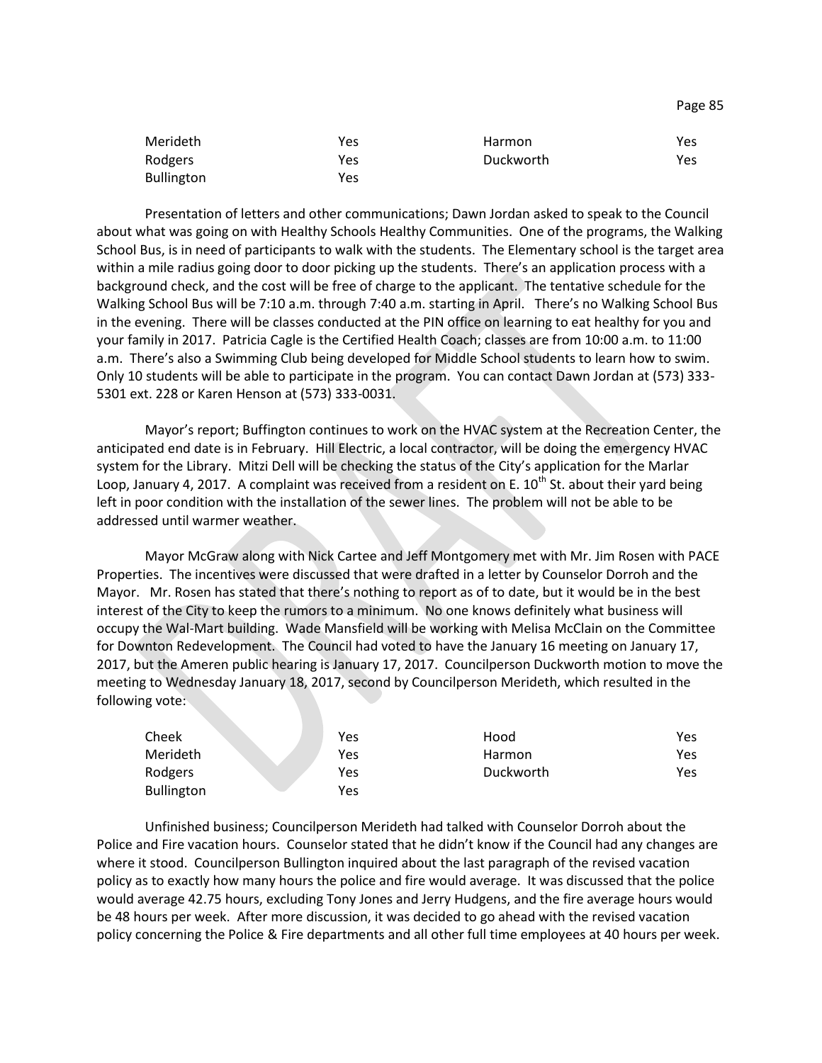| | | | |
|---|---|---|---|
| Merideth | Yes | Harmon | Yes |
| Rodgers | Yes | Duckworth | Yes |
| Bullington | Yes | | |

Presentation of letters and other communications; Dawn Jordan asked to speak to the Council about what was going on with Healthy Schools Healthy Communities. One of the programs, the Walking School Bus, is in need of participants to walk with the students. The Elementary school is the target area within a mile radius going door to door picking up the students. There's an application process with a background check, and the cost will be free of charge to the applicant. The tentative schedule for the Walking School Bus will be 7:10 a.m. through 7:40 a.m. starting in April. There's no Walking School Bus in the evening. There will be classes conducted at the PIN office on learning to eat healthy for you and your family in 2017. Patricia Cagle is the Certified Health Coach; classes are from 10:00 a.m. to 11:00 a.m. There's also a Swimming Club being developed for Middle School students to learn how to swim. Only 10 students will be able to participate in the program. You can contact Dawn Jordan at (573) 333-5301 ext. 228 or Karen Henson at (573) 333-0031.

Mayor's report; Buffington continues to work on the HVAC system at the Recreation Center, the anticipated end date is in February. Hill Electric, a local contractor, will be doing the emergency HVAC system for the Library. Mitzi Dell will be checking the status of the City's application for the Marlar Loop, January 4, 2017. A complaint was received from a resident on E. 10th St. about their yard being left in poor condition with the installation of the sewer lines. The problem will not be able to be addressed until warmer weather.

Mayor McGraw along with Nick Cartee and Jeff Montgomery met with Mr. Jim Rosen with PACE Properties. The incentives were discussed that were drafted in a letter by Counselor Dorroh and the Mayor. Mr. Rosen has stated that there's nothing to report as of to date, but it would be in the best interest of the City to keep the rumors to a minimum. No one knows definitely what business will occupy the Wal-Mart building. Wade Mansfield will be working with Melisa McClain on the Committee for Downton Redevelopment. The Council had voted to have the January 16 meeting on January 17, 2017, but the Ameren public hearing is January 17, 2017. Councilperson Duckworth motion to move the meeting to Wednesday January 18, 2017, second by Councilperson Merideth, which resulted in the following vote:

| | | | |
|---|---|---|---|
| Cheek | Yes | Hood | Yes |
| Merideth | Yes | Harmon | Yes |
| Rodgers | Yes | Duckworth | Yes |
| Bullington | Yes | | |

Unfinished business; Councilperson Merideth had talked with Counselor Dorroh about the Police and Fire vacation hours. Counselor stated that he didn't know if the Council had any changes are where it stood. Councilperson Bullington inquired about the last paragraph of the revised vacation policy as to exactly how many hours the police and fire would average. It was discussed that the police would average 42.75 hours, excluding Tony Jones and Jerry Hudgens, and the fire average hours would be 48 hours per week. After more discussion, it was decided to go ahead with the revised vacation policy concerning the Police & Fire departments and all other full time employees at 40 hours per week.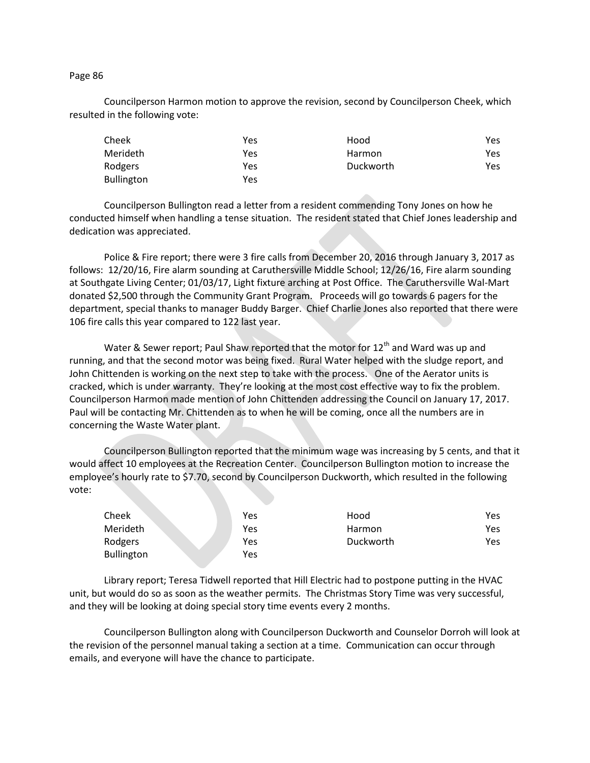Councilperson Harmon motion to approve the revision, second by Councilperson Cheek, which resulted in the following vote:

| | | | |
|---|---|---|---|
| Cheek | Yes | Hood | Yes |
| Merideth | Yes | Harmon | Yes |
| Rodgers | Yes | Duckworth | Yes |
| Bullington | Yes | | |

Councilperson Bullington read a letter from a resident commending Tony Jones on how he conducted himself when handling a tense situation. The resident stated that Chief Jones leadership and dedication was appreciated.

Police & Fire report; there were 3 fire calls from December 20, 2016 through January 3, 2017 as follows: 12/20/16, Fire alarm sounding at Caruthersville Middle School; 12/26/16, Fire alarm sounding at Southgate Living Center; 01/03/17, Light fixture arching at Post Office. The Caruthersville Wal-Mart donated $2,500 through the Community Grant Program. Proceeds will go towards 6 pagers for the department, special thanks to manager Buddy Barger. Chief Charlie Jones also reported that there were 106 fire calls this year compared to 122 last year.

Water & Sewer report; Paul Shaw reported that the motor for 12th and Ward was up and running, and that the second motor was being fixed. Rural Water helped with the sludge report, and John Chittenden is working on the next step to take with the process. One of the Aerator units is cracked, which is under warranty. They're looking at the most cost effective way to fix the problem. Councilperson Harmon made mention of John Chittenden addressing the Council on January 17, 2017. Paul will be contacting Mr. Chittenden as to when he will be coming, once all the numbers are in concerning the Waste Water plant.

Councilperson Bullington reported that the minimum wage was increasing by 5 cents, and that it would affect 10 employees at the Recreation Center. Councilperson Bullington motion to increase the employee's hourly rate to $7.70, second by Councilperson Duckworth, which resulted in the following vote:

| | | | |
|---|---|---|---|
| Cheek | Yes | Hood | Yes |
| Merideth | Yes | Harmon | Yes |
| Rodgers | Yes | Duckworth | Yes |
| Bullington | Yes | | |

Library report; Teresa Tidwell reported that Hill Electric had to postpone putting in the HVAC unit, but would do so as soon as the weather permits. The Christmas Story Time was very successful, and they will be looking at doing special story time events every 2 months.

Councilperson Bullington along with Councilperson Duckworth and Counselor Dorroh will look at the revision of the personnel manual taking a section at a time. Communication can occur through emails, and everyone will have the chance to participate.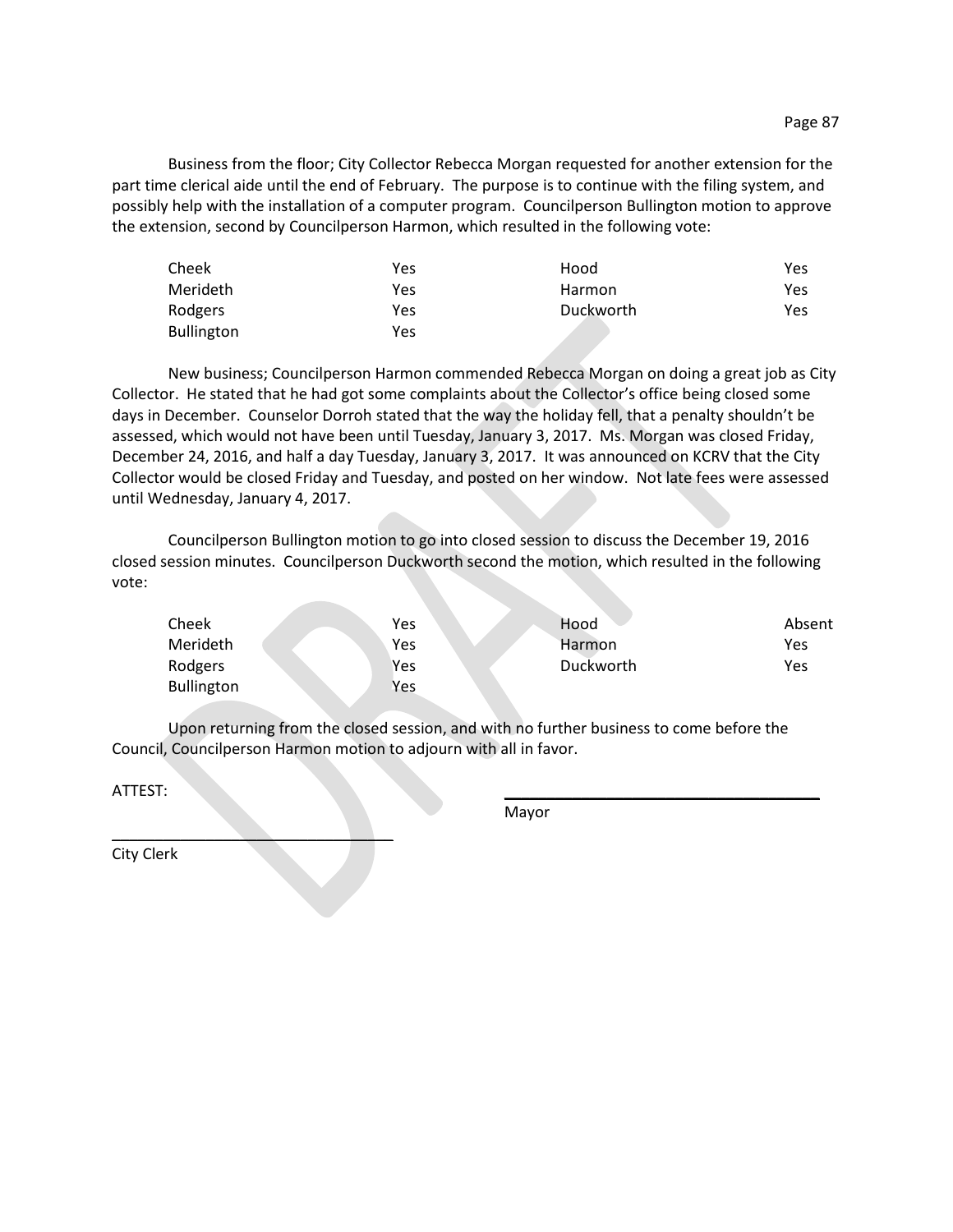Business from the floor; City Collector Rebecca Morgan requested for another extension for the part time clerical aide until the end of February. The purpose is to continue with the filing system, and possibly help with the installation of a computer program. Councilperson Bullington motion to approve the extension, second by Councilperson Harmon, which resulted in the following vote:

| | | | |
|---|---|---|---|
| Cheek | Yes | Hood | Yes |
| Merideth | Yes | Harmon | Yes |
| Rodgers | Yes | Duckworth | Yes |
| Bullington | Yes | | |

New business; Councilperson Harmon commended Rebecca Morgan on doing a great job as City Collector. He stated that he had got some complaints about the Collector's office being closed some days in December. Counselor Dorroh stated that the way the holiday fell, that a penalty shouldn't be assessed, which would not have been until Tuesday, January 3, 2017. Ms. Morgan was closed Friday, December 24, 2016, and half a day Tuesday, January 3, 2017. It was announced on KCRV that the City Collector would be closed Friday and Tuesday, and posted on her window. Not late fees were assessed until Wednesday, January 4, 2017.

Councilperson Bullington motion to go into closed session to discuss the December 19, 2016 closed session minutes. Councilperson Duckworth second the motion, which resulted in the following vote:

| | | | |
|---|---|---|---|
| Cheek | Yes | Hood | Absent |
| Merideth | Yes | Harmon | Yes |
| Rodgers | Yes | Duckworth | Yes |
| Bullington | Yes | | |

Upon returning from the closed session, and with no further business to come before the Council, Councilperson Harmon motion to adjourn with all in favor.

ATTEST:

\_\_\_\_\_\_\_\_\_\_\_\_\_\_\_\_\_\_\_\_\_\_\_\_\_\_\_\_\_\_\_\_\_\_\_\_
Mayor

\_\_\_\_\_\_\_\_\_\_\_\_\_\_\_\_\_\_\_\_\_\_\_\_\_\_\_\_\_\_\_\_\_\_\_\_
City Clerk